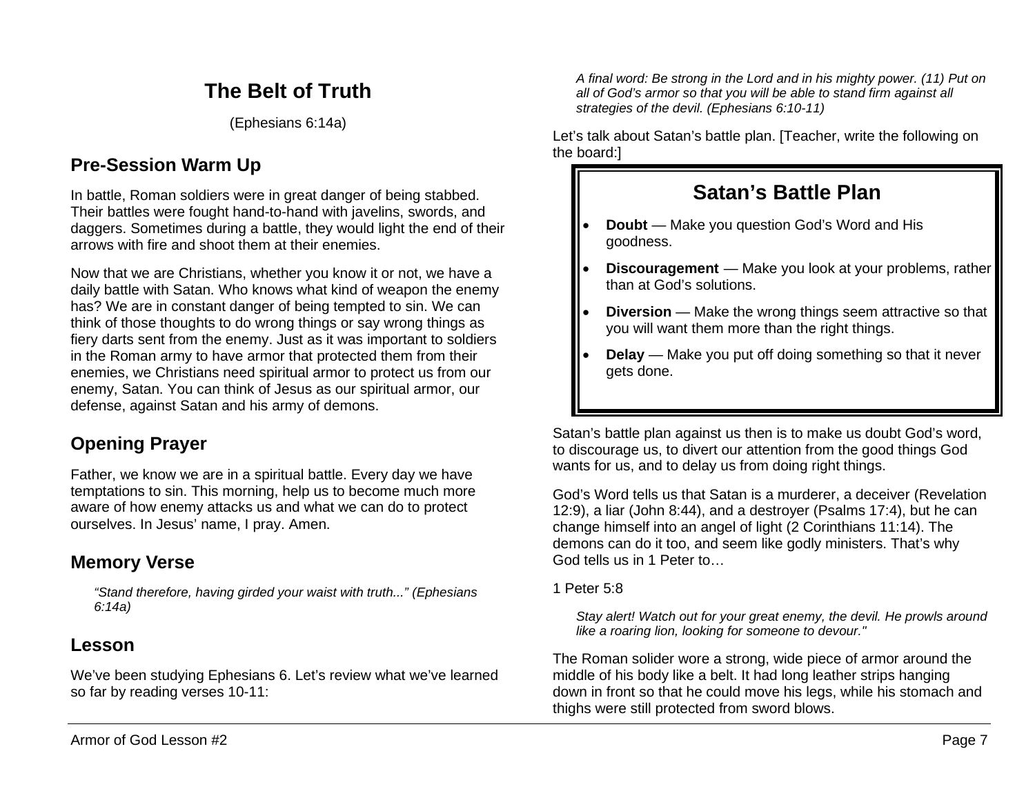# The Belt of Truth

(Ephesians 6:14a)

## Pre-Session Warm Up

In battle, Roman soldiers were in great danger of being stabbed. Their battles were fought hand-to-hand with javelins, swords, and daggers. Sometimes during a battle, they would light the end of their arrows with fire and shoot them at their enemies.

Now that we are Christians, whether you know it or not, we have a daily battle with Satan. Who knows what kind of weapon the enemy has? We are in constant danger of being tempted to sin. We can think of those thoughts to do wrong things or say wrong things as fiery darts sent from the enemy. Just as it was important to soldiers in the Roman army to have armor that protected them from their enemies, we Christians need spiritual armor to protect us from our enemy, Satan. You can think of Jesus as our spiritual armor, our defense, against Satan and his army of demons.

## Opening Prayer

Father, we know we are in a spiritual battle. Every day we have temptations to sin. This morning, help us to become much more aware of how enemy attacks us and what we can do to protect ourselves. In Jesus' name, I pray. Amen.

## Memory Verse

> *"Stand therefore, having girded your waist with truth..." (Ephesians 6:14a)*

## Lesson

We've been studying Ephesians 6. Let's review what we've learned so far by reading verses 10-11:

> *A final word: Be strong in the Lord and in his mighty power. (11) Put on all of God's armor so that you will be able to stand firm against all strategies of the devil. (Ephesians 6:10-11)*

Let's talk about Satan's battle plan. [Teacher, write the following on the board:]

### Satan's Battle Plan

- **Doubt** — Make you question God's Word and His goodness.
- **Discouragement** — Make you look at your problems, rather than at God's solutions.
- **Diversion** — Make the wrong things seem attractive so that you will want them more than the right things.
- **Delay** — Make you put off doing something so that it never gets done.

Satan's battle plan against us then is to make us doubt God's word, to discourage us, to divert our attention from the good things God wants for us, and to delay us from doing right things.

God's Word tells us that Satan is a murderer, a deceiver (Revelation 12:9), a liar (John 8:44), and a destroyer (Psalms 17:4), but he can change himself into an angel of light (2 Corinthians 11:14). The demons can do it too, and seem like godly ministers. That's why God tells us in 1 Peter to…

1 Peter 5:8

> *Stay alert! Watch out for your great enemy, the devil. He prowls around like a roaring lion, looking for someone to devour."*

The Roman solider wore a strong, wide piece of armor around the middle of his body like a belt. It had long leather strips hanging down in front so that he could move his legs, while his stomach and thighs were still protected from sword blows.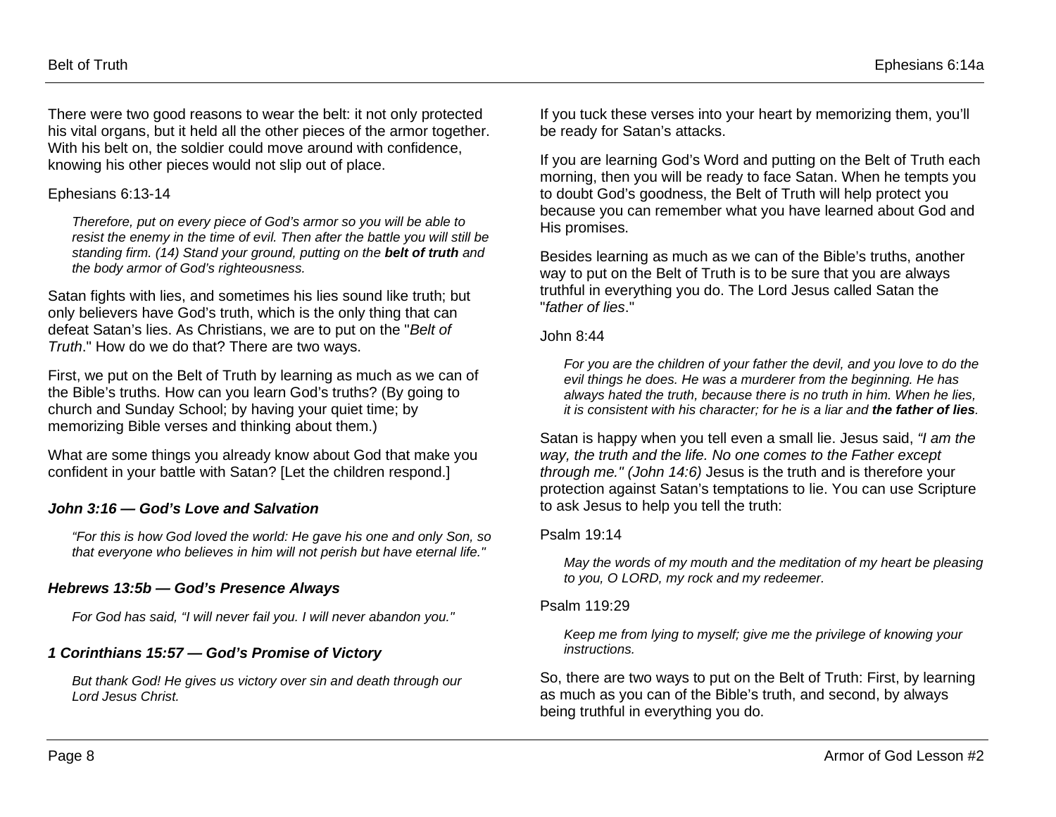There were two good reasons to wear the belt: it not only protected his vital organs, but it held all the other pieces of the armor together. With his belt on, the soldier could move around with confidence, knowing his other pieces would not slip out of place.

Ephesians 6:13-14

> *Therefore, put on every piece of God's armor so you will be able to resist the enemy in the time of evil. Then after the battle you will still be standing firm. (14) Stand your ground, putting on the **belt of truth** and the body armor of God's righteousness.*

Satan fights with lies, and sometimes his lies sound like truth; but only believers have God's truth, which is the only thing that can defeat Satan's lies. As Christians, we are to put on the "*Belt of Truth*." How do we do that? There are two ways.

First, we put on the Belt of Truth by learning as much as we can of the Bible's truths. How can you learn God's truths? (By going to church and Sunday School; by having your quiet time; by memorizing Bible verses and thinking about them.)

What are some things you already know about God that make you confident in your battle with Satan? [Let the children respond.]

### *John 3:16 — God's Love and Salvation*

> *"For this is how God loved the world: He gave his one and only Son, so that everyone who believes in him will not perish but have eternal life."*

### *Hebrews 13:5b — God's Presence Always*

> *For God has said, "I will never fail you. I will never abandon you."*

### *1 Corinthians 15:57 — God's Promise of Victory*

> *But thank God! He gives us victory over sin and death through our Lord Jesus Christ.*

If you tuck these verses into your heart by memorizing them, you'll be ready for Satan's attacks.

If you are learning God's Word and putting on the Belt of Truth each morning, then you will be ready to face Satan. When he tempts you to doubt God's goodness, the Belt of Truth will help protect you because you can remember what you have learned about God and His promises.

Besides learning as much as we can of the Bible's truths, another way to put on the Belt of Truth is to be sure that you are always truthful in everything you do. The Lord Jesus called Satan the "*father of lies*."

John 8:44

> *For you are the children of your father the devil, and you love to do the evil things he does. He was a murderer from the beginning. He has always hated the truth, because there is no truth in him. When he lies, it is consistent with his character; for he is a liar and **the father of lies**.*

Satan is happy when you tell even a small lie. Jesus said, *"I am the way, the truth and the life. No one comes to the Father except through me." (John 14:6)* Jesus is the truth and is therefore your protection against Satan's temptations to lie. You can use Scripture to ask Jesus to help you tell the truth:

Psalm 19:14

> *May the words of my mouth and the meditation of my heart be pleasing to you, O LORD, my rock and my redeemer.*

Psalm 119:29

> *Keep me from lying to myself; give me the privilege of knowing your instructions.*

So, there are two ways to put on the Belt of Truth: First, by learning as much as you can of the Bible's truth, and second, by always being truthful in everything you do.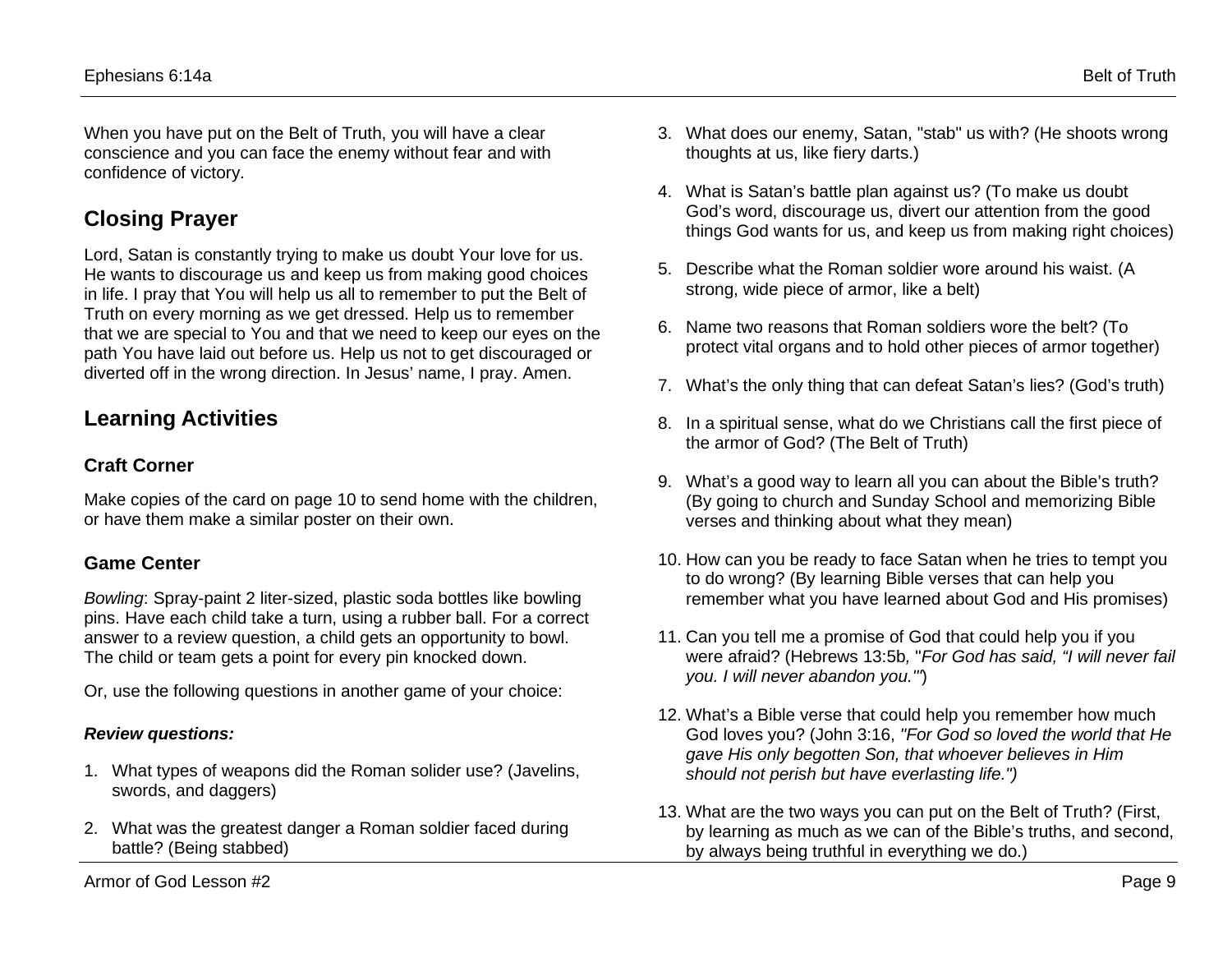When you have put on the Belt of Truth, you will have a clear conscience and you can face the enemy without fear and with confidence of victory.

## Closing Prayer

Lord, Satan is constantly trying to make us doubt Your love for us. He wants to discourage us and keep us from making good choices in life. I pray that You will help us all to remember to put the Belt of Truth on every morning as we get dressed. Help us to remember that we are special to You and that we need to keep our eyes on the path You have laid out before us. Help us not to get discouraged or diverted off in the wrong direction. In Jesus' name, I pray. Amen.

## Learning Activities

### Craft Corner

Make copies of the card on page 10 to send home with the children, or have them make a similar poster on their own.

### Game Center

*Bowling*: Spray-paint 2 liter-sized, plastic soda bottles like bowling pins. Have each child take a turn, using a rubber ball. For a correct answer to a review question, a child gets an opportunity to bowl. The child or team gets a point for every pin knocked down.

Or, use the following questions in another game of your choice:

***Review questions:***

1. What types of weapons did the Roman solider use? (Javelins, swords, and daggers)
2. What was the greatest danger a Roman soldier faced during battle? (Being stabbed)
3. What does our enemy, Satan, "stab" us with? (He shoots wrong thoughts at us, like fiery darts.)
4. What is Satan's battle plan against us? (To make us doubt God's word, discourage us, divert our attention from the good things God wants for us, and keep us from making right choices)
5. Describe what the Roman soldier wore around his waist. (A strong, wide piece of armor, like a belt)
6. Name two reasons that Roman soldiers wore the belt? (To protect vital organs and to hold other pieces of armor together)
7. What's the only thing that can defeat Satan's lies? (God's truth)
8. In a spiritual sense, what do we Christians call the first piece of the armor of God? (The Belt of Truth)
9. What's a good way to learn all you can about the Bible's truth? (By going to church and Sunday School and memorizing Bible verses and thinking about what they mean)
10. How can you be ready to face Satan when he tries to tempt you to do wrong? (By learning Bible verses that can help you remember what you have learned about God and His promises)
11. Can you tell me a promise of God that could help you if you were afraid? (Hebrews 13:5b, *"For God has said, "I will never fail you. I will never abandon you.""*)
12. What's a Bible verse that could help you remember how much God loves you? (John 3:16, *"For God so loved the world that He gave His only begotten Son, that whoever believes in Him should not perish but have everlasting life.")*
13. What are the two ways you can put on the Belt of Truth? (First, by learning as much as we can of the Bible's truths, and second, by always being truthful in everything we do.)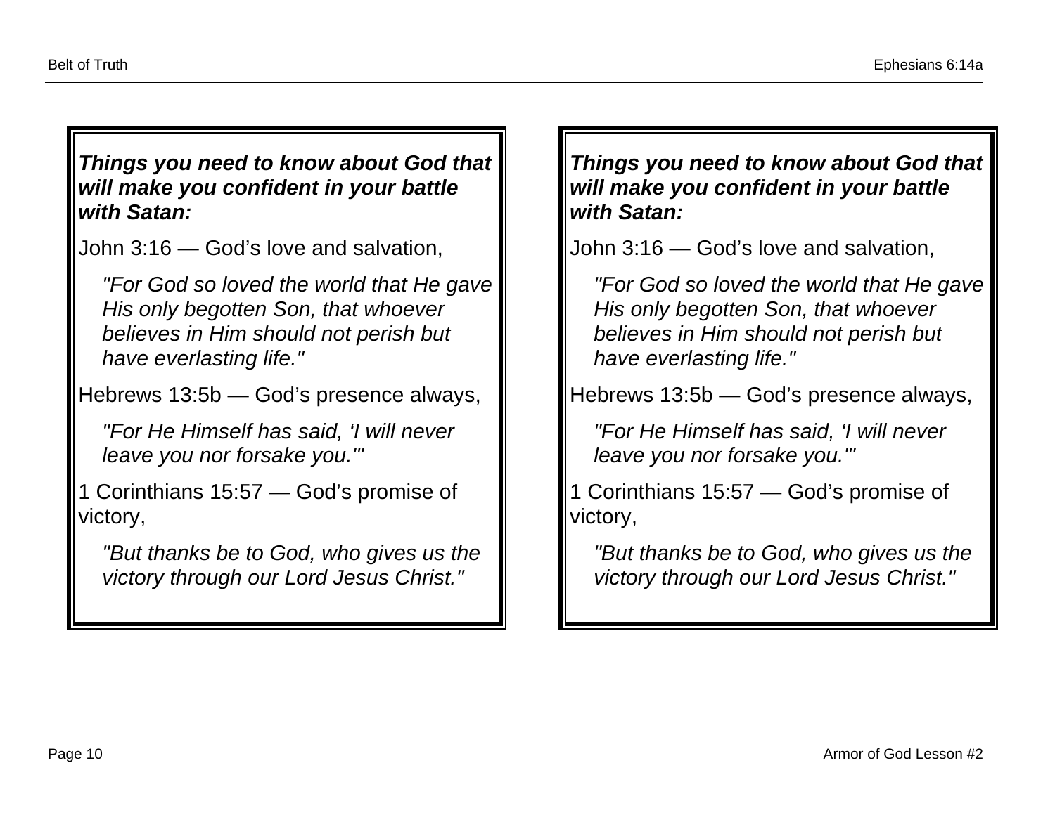***Things you need to know about God that will make you confident in your battle with Satan:***

John 3:16 — God's love and salvation,

> *"For God so loved the world that He gave His only begotten Son, that whoever believes in Him should not perish but have everlasting life."*

Hebrews 13:5b — God's presence always,

> *"For He Himself has said, 'I will never leave you nor forsake you.'"*

1 Corinthians 15:57 — God's promise of victory,

> *"But thanks be to God, who gives us the victory through our Lord Jesus Christ."*

***Things you need to know about God that will make you confident in your battle with Satan:***

John 3:16 — God's love and salvation,

> *"For God so loved the world that He gave His only begotten Son, that whoever believes in Him should not perish but have everlasting life."*

Hebrews 13:5b — God's presence always,

> *"For He Himself has said, 'I will never leave you nor forsake you.'"*

1 Corinthians 15:57 — God's promise of victory,

> *"But thanks be to God, who gives us the victory through our Lord Jesus Christ."*